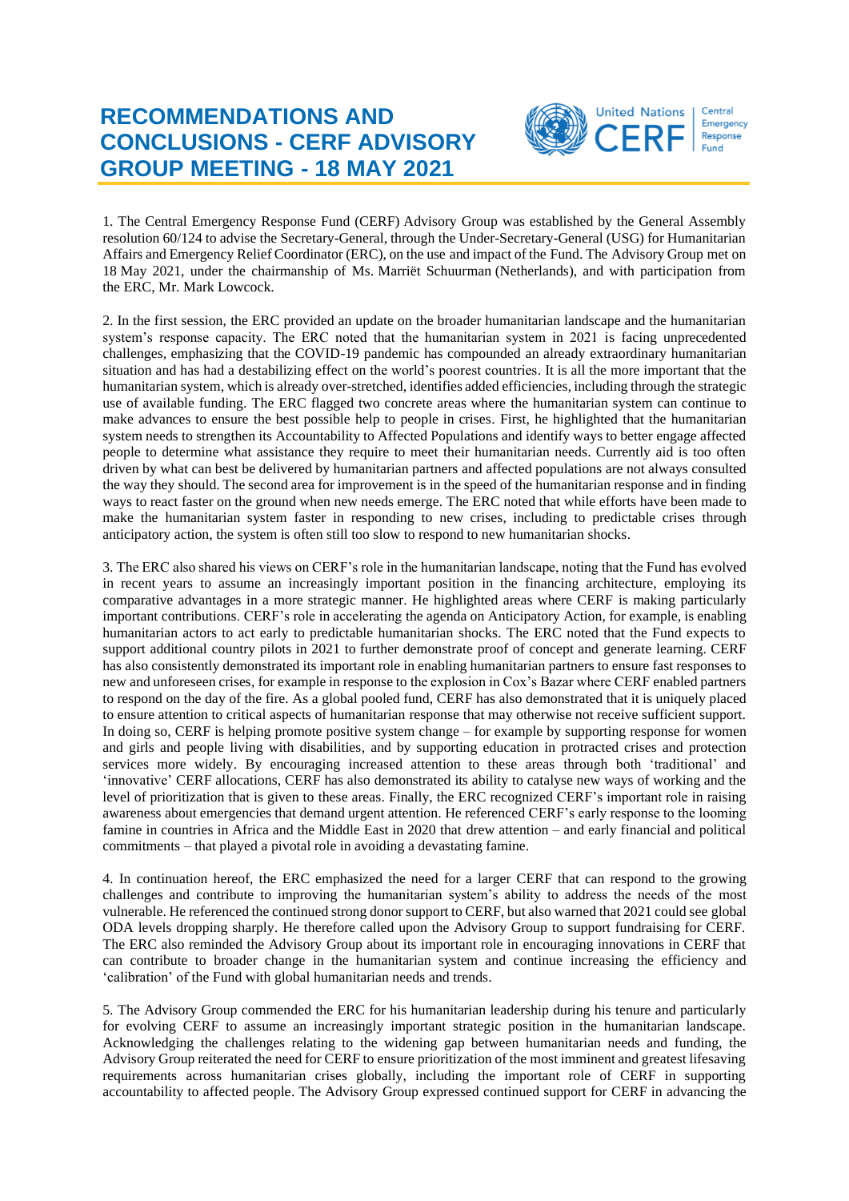# RECOMMENDATIONS AND CONCLUSIONS - CERF ADVISORY GROUP MEETING - 18 MAY 2021

1. The Central Emergency Response Fund (CERF) Advisory Group was established by the General Assembly resolution 60/124 to advise the Secretary-General, through the Under-Secretary-General (USG) for Humanitarian Affairs and Emergency Relief Coordinator (ERC), on the use and impact of the Fund. The Advisory Group met on 18 May 2021, under the chairmanship of Ms. Marriët Schuurman (Netherlands), and with participation from the ERC, Mr. Mark Lowcock.

2. In the first session, the ERC provided an update on the broader humanitarian landscape and the humanitarian system's response capacity. The ERC noted that the humanitarian system in 2021 is facing unprecedented challenges, emphasizing that the COVID-19 pandemic has compounded an already extraordinary humanitarian situation and has had a destabilizing effect on the world's poorest countries. It is all the more important that the humanitarian system, which is already over-stretched, identifies added efficiencies, including through the strategic use of available funding. The ERC flagged two concrete areas where the humanitarian system can continue to make advances to ensure the best possible help to people in crises. First, he highlighted that the humanitarian system needs to strengthen its Accountability to Affected Populations and identify ways to better engage affected people to determine what assistance they require to meet their humanitarian needs. Currently aid is too often driven by what can best be delivered by humanitarian partners and affected populations are not always consulted the way they should. The second area for improvement is in the speed of the humanitarian response and in finding ways to react faster on the ground when new needs emerge. The ERC noted that while efforts have been made to make the humanitarian system faster in responding to new crises, including to predictable crises through anticipatory action, the system is often still too slow to respond to new humanitarian shocks.

3. The ERC also shared his views on CERF's role in the humanitarian landscape, noting that the Fund has evolved in recent years to assume an increasingly important position in the financing architecture, employing its comparative advantages in a more strategic manner. He highlighted areas where CERF is making particularly important contributions. CERF's role in accelerating the agenda on Anticipatory Action, for example, is enabling humanitarian actors to act early to predictable humanitarian shocks. The ERC noted that the Fund expects to support additional country pilots in 2021 to further demonstrate proof of concept and generate learning. CERF has also consistently demonstrated its important role in enabling humanitarian partners to ensure fast responses to new and unforeseen crises, for example in response to the explosion in Cox's Bazar where CERF enabled partners to respond on the day of the fire. As a global pooled fund, CERF has also demonstrated that it is uniquely placed to ensure attention to critical aspects of humanitarian response that may otherwise not receive sufficient support. In doing so, CERF is helping promote positive system change – for example by supporting response for women and girls and people living with disabilities, and by supporting education in protracted crises and protection services more widely. By encouraging increased attention to these areas through both 'traditional' and 'innovative' CERF allocations, CERF has also demonstrated its ability to catalyse new ways of working and the level of prioritization that is given to these areas. Finally, the ERC recognized CERF's important role in raising awareness about emergencies that demand urgent attention. He referenced CERF's early response to the looming famine in countries in Africa and the Middle East in 2020 that drew attention – and early financial and political commitments – that played a pivotal role in avoiding a devastating famine.

4. In continuation hereof, the ERC emphasized the need for a larger CERF that can respond to the growing challenges and contribute to improving the humanitarian system's ability to address the needs of the most vulnerable. He referenced the continued strong donor support to CERF, but also warned that 2021 could see global ODA levels dropping sharply. He therefore called upon the Advisory Group to support fundraising for CERF. The ERC also reminded the Advisory Group about its important role in encouraging innovations in CERF that can contribute to broader change in the humanitarian system and continue increasing the efficiency and 'calibration' of the Fund with global humanitarian needs and trends.

5. The Advisory Group commended the ERC for his humanitarian leadership during his tenure and particularly for evolving CERF to assume an increasingly important strategic position in the humanitarian landscape. Acknowledging the challenges relating to the widening gap between humanitarian needs and funding, the Advisory Group reiterated the need for CERF to ensure prioritization of the most imminent and greatest lifesaving requirements across humanitarian crises globally, including the important role of CERF in supporting accountability to affected people. The Advisory Group expressed continued support for CERF in advancing the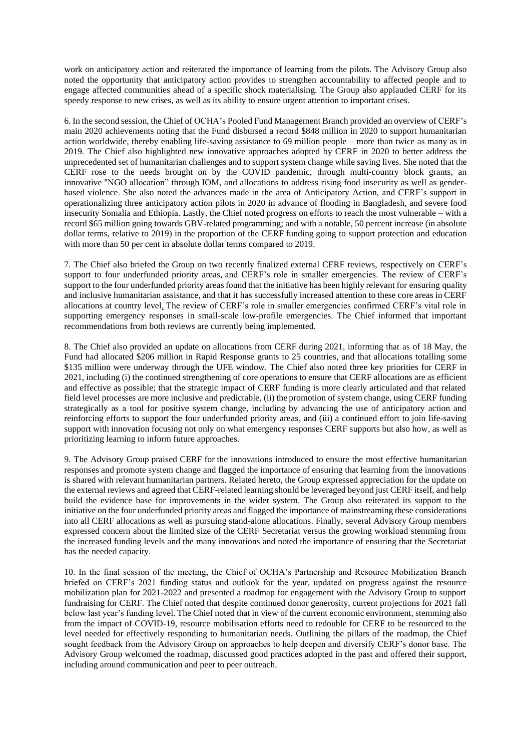work on anticipatory action and reiterated the importance of learning from the pilots. The Advisory Group also noted the opportunity that anticipatory action provides to strengthen accountability to affected people and to engage affected communities ahead of a specific shock materialising. The Group also applauded CERF for its speedy response to new crises, as well as its ability to ensure urgent attention to important crises.

6. In the second session, the Chief of OCHA's Pooled Fund Management Branch provided an overview of CERF's main 2020 achievements noting that the Fund disbursed a record \$848 million in 2020 to support humanitarian action worldwide, thereby enabling life-saving assistance to 69 million people – more than twice as many as in 2019. The Chief also highlighted new innovative approaches adopted by CERF in 2020 to better address the unprecedented set of humanitarian challenges and to support system change while saving lives. She noted that the CERF rose to the needs brought on by the COVID pandemic, through multi-country block grants, an innovative "NGO allocation" through IOM, and allocations to address rising food insecurity as well as gender-based violence. She also noted the advances made in the area of Anticipatory Action, and CERF's support in operationalizing three anticipatory action pilots in 2020 in advance of flooding in Bangladesh, and severe food insecurity Somalia and Ethiopia. Lastly, the Chief noted progress on efforts to reach the most vulnerable – with a record \$65 million going towards GBV-related programming; and with a notable, 50 percent increase (in absolute dollar terms, relative to 2019) in the proportion of the CERF funding going to support protection and education with more than 50 per cent in absolute dollar terms compared to 2019.

7. The Chief also briefed the Group on two recently finalized external CERF reviews, respectively on CERF's support to four underfunded priority areas, and CERF's role in smaller emergencies. The review of CERF's support to the four underfunded priority areas found that the initiative has been highly relevant for ensuring quality and inclusive humanitarian assistance, and that it has successfully increased attention to these core areas in CERF allocations at country level. The review of CERF's role in smaller emergencies confirmed CERF's vital role in supporting emergency responses in small-scale low-profile emergencies. The Chief informed that important recommendations from both reviews are currently being implemented.

8. The Chief also provided an update on allocations from CERF during 2021, informing that as of 18 May, the Fund had allocated \$206 million in Rapid Response grants to 25 countries, and that allocations totalling some \$135 million were underway through the UFE window. The Chief also noted three key priorities for CERF in 2021, including (i) the continued strengthening of core operations to ensure that CERF allocations are as efficient and effective as possible; that the strategic impact of CERF funding is more clearly articulated and that related field level processes are more inclusive and predictable, (ii) the promotion of system change, using CERF funding strategically as a tool for positive system change, including by advancing the use of anticipatory action and reinforcing efforts to support the four underfunded priority areas, and (iii) a continued effort to join life-saving support with innovation focusing not only on what emergency responses CERF supports but also how, as well as prioritizing learning to inform future approaches.

9. The Advisory Group praised CERF for the innovations introduced to ensure the most effective humanitarian responses and promote system change and flagged the importance of ensuring that learning from the innovations is shared with relevant humanitarian partners. Related hereto, the Group expressed appreciation for the update on the external reviews and agreed that CERF-related learning should be leveraged beyond just CERF itself, and help build the evidence base for improvements in the wider system. The Group also reiterated its support to the initiative on the four underfunded priority areas and flagged the importance of mainstreaming these considerations into all CERF allocations as well as pursuing stand-alone allocations. Finally, several Advisory Group members expressed concern about the limited size of the CERF Secretariat versus the growing workload stemming from the increased funding levels and the many innovations and noted the importance of ensuring that the Secretariat has the needed capacity.

10. In the final session of the meeting, the Chief of OCHA's Partnership and Resource Mobilization Branch briefed on CERF's 2021 funding status and outlook for the year, updated on progress against the resource mobilization plan for 2021-2022 and presented a roadmap for engagement with the Advisory Group to support fundraising for CERF. The Chief noted that despite continued donor generosity, current projections for 2021 fall below last year's funding level. The Chief noted that in view of the current economic environment, stemming also from the impact of COVID-19, resource mobilisation efforts need to redouble for CERF to be resourced to the level needed for effectively responding to humanitarian needs. Outlining the pillars of the roadmap, the Chief sought feedback from the Advisory Group on approaches to help deepen and diversify CERF's donor base. The Advisory Group welcomed the roadmap, discussed good practices adopted in the past and offered their support, including around communication and peer to peer outreach.